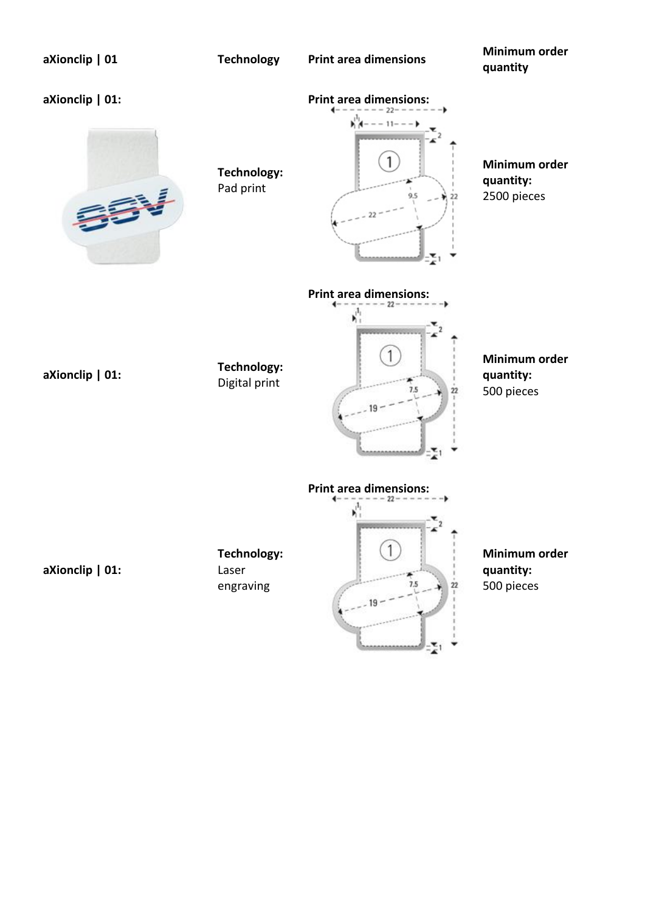| aXionclip \| 01 | Technology | Print area dimensions | Minimum order quantity |
|---|---|---|---|
| **aXionclip \| 01:** | **Technology:** Pad print | **Print area dimensions:** | **Minimum order quantity:** 2500 pieces |
| **aXionclip \| 01:** | **Technology:** Digital print | **Print area dimensions:** | **Minimum order quantity:** 500 pieces |
| **aXionclip \| 01:** | **Technology:** Laser engraving | **Print area dimensions:** | **Minimum order quantity:** 500 pieces |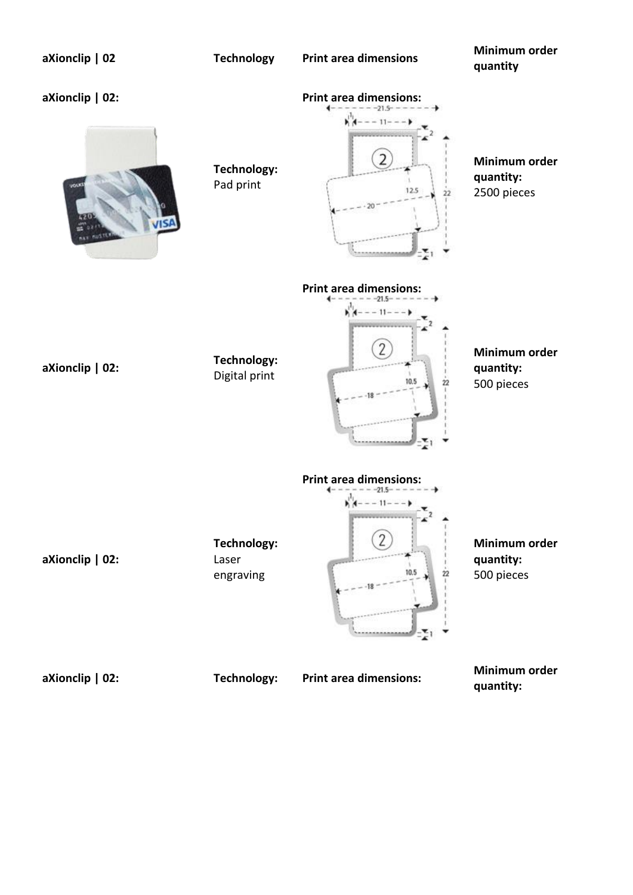| aXionclip \| 02 | Technology | Print area dimensions | Minimum order quantity |
|---|---|---|---|
| aXionclip \| 02: | Technology: Pad print | Print area dimensions: | Minimum order quantity: 2500 pieces |
| aXionclip \| 02: | Technology: Digital print | Print area dimensions: | Minimum order quantity: 500 pieces |
| aXionclip \| 02: | Technology: Laser engraving | Print area dimensions: | Minimum order quantity: 500 pieces |
| aXionclip \| 02: | Technology: | Print area dimensions: | Minimum order quantity: |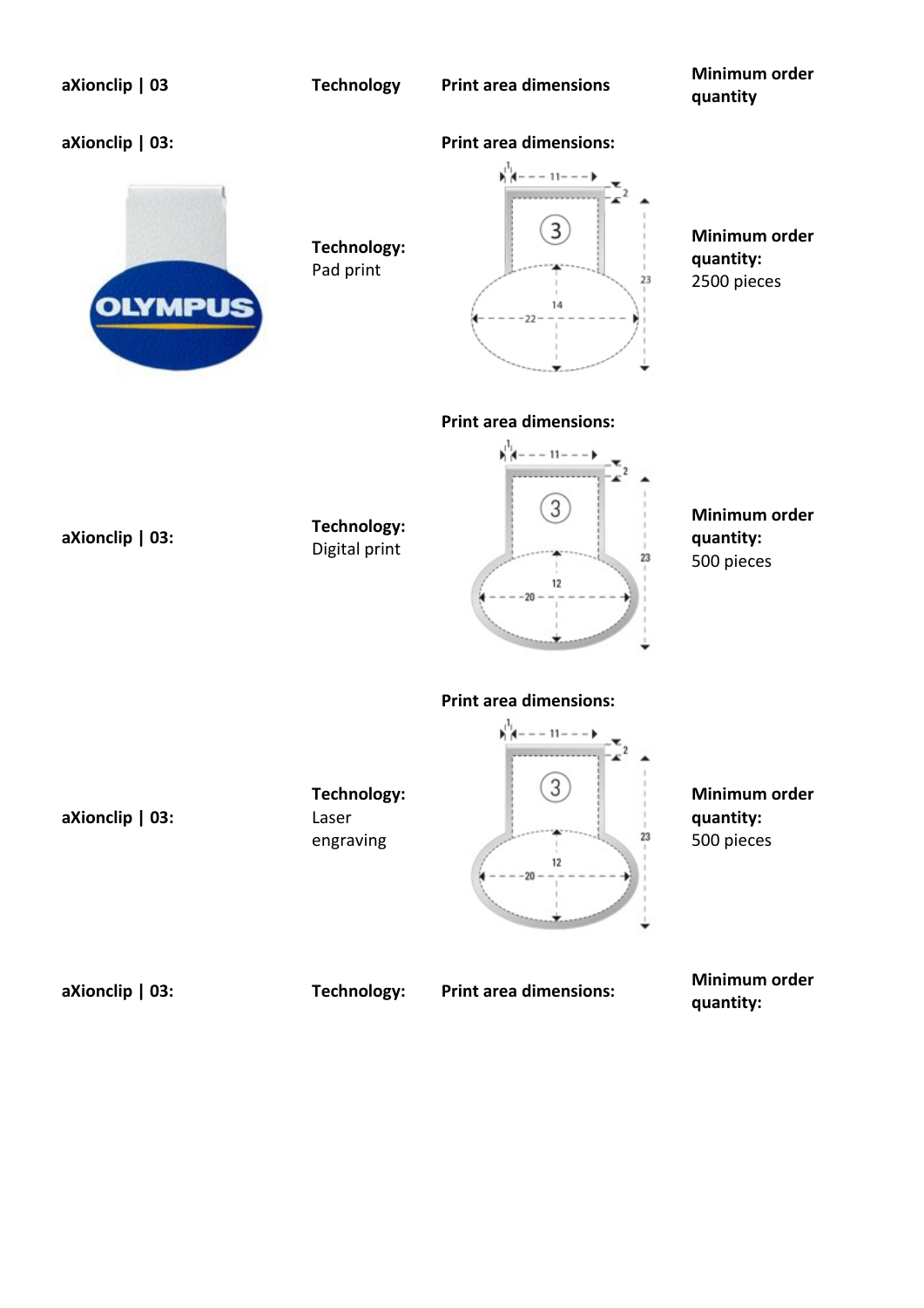| aXionclip \| 03 | Technology | Print area dimensions | Minimum order quantity |
|---|---|---|---|
| **aXionclip \| 03:** | **Technology:** Pad print | **Print area dimensions:** | **Minimum order quantity:** 2500 pieces |
| **aXionclip \| 03:** | **Technology:** Digital print | **Print area dimensions:** | **Minimum order quantity:** 500 pieces |
| **aXionclip \| 03:** | **Technology:** Laser engraving | **Print area dimensions:** | **Minimum order quantity:** 500 pieces |
| **aXionclip \| 03:** | **Technology:** | **Print area dimensions:** | **Minimum order quantity:** |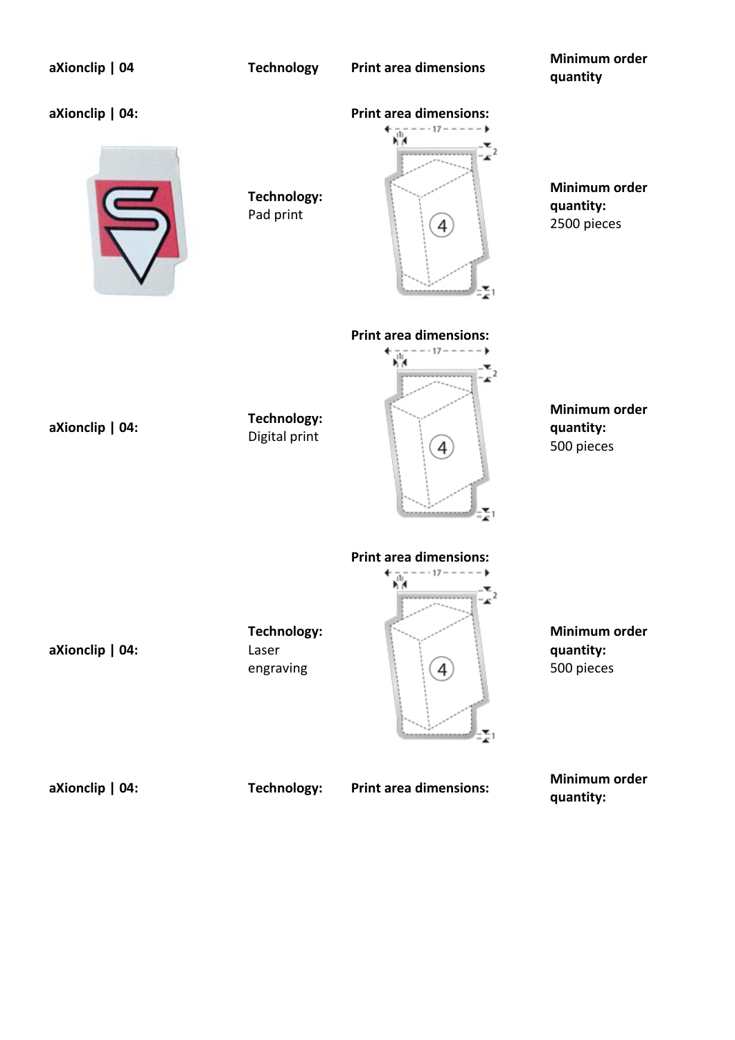| aXionclip \| 04 | Technology | Print area dimensions | Minimum order quantity |
|---|---|---|---|
| aXionclip \| 04: | **Technology:** Pad print | **Print area dimensions:** 17 × 4 | **Minimum order quantity:** 2500 pieces |
| aXionclip \| 04: | **Technology:** Digital print | **Print area dimensions:** 17 × 4 | **Minimum order quantity:** 500 pieces |
| aXionclip \| 04: | **Technology:** Laser engraving | **Print area dimensions:** 17 × 4 | **Minimum order quantity:** 500 pieces |
| aXionclip \| 04: | **Technology:** | **Print area dimensions:** | **Minimum order quantity:** |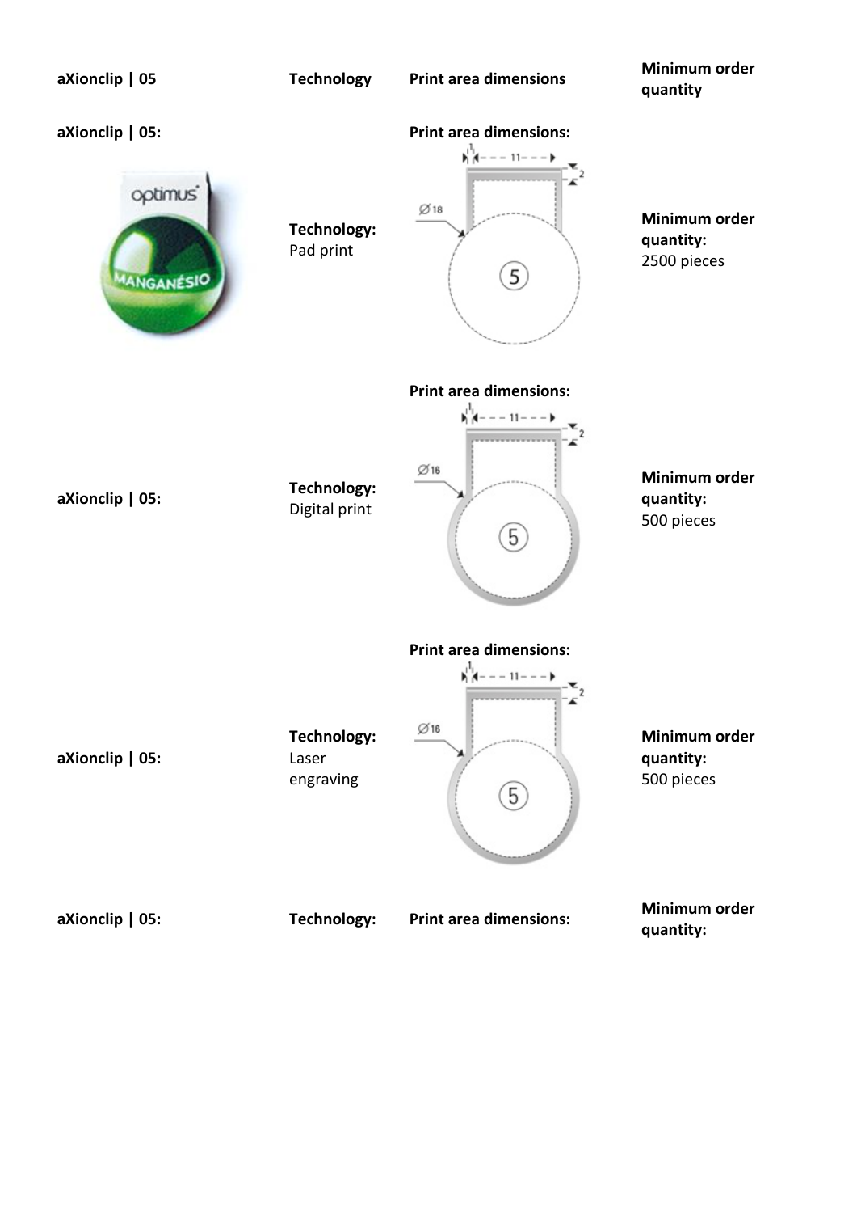| aXionclip \| 05 | Technology | Print area dimensions | Minimum order quantity |
|---|---|---|---|
| aXionclip \| 05: | **Technology:** Pad print | **Print area dimensions:** | **Minimum order quantity:** 2500 pieces |
| aXionclip \| 05: | **Technology:** Digital print | **Print area dimensions:** | **Minimum order quantity:** 500 pieces |
| aXionclip \| 05: | **Technology:** Laser engraving | **Print area dimensions:** | **Minimum order quantity:** 500 pieces |
| aXionclip \| 05: | **Technology:** | **Print area dimensions:** | **Minimum order quantity:** |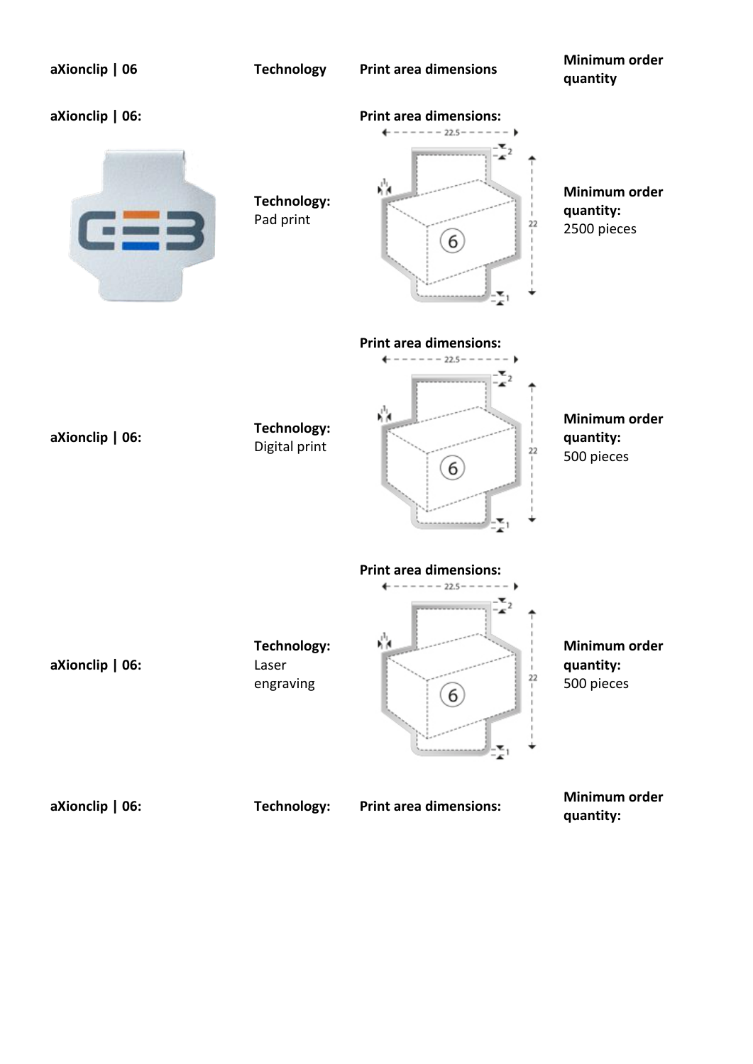| aXionclip \| 06 | Technology | Print area dimensions | Minimum order quantity |
|---|---|---|---|
| aXionclip \| 06: | Technology: Pad print | Print area dimensions: 22.5 × 22 | Minimum order quantity: 2500 pieces |
| aXionclip \| 06: | Technology: Digital print | Print area dimensions: 22.5 × 22 | Minimum order quantity: 500 pieces |
| aXionclip \| 06: | Technology: Laser engraving | Print area dimensions: 22.5 × 22 | Minimum order quantity: 500 pieces |
| aXionclip \| 06: | Technology: | Print area dimensions: | Minimum order quantity: |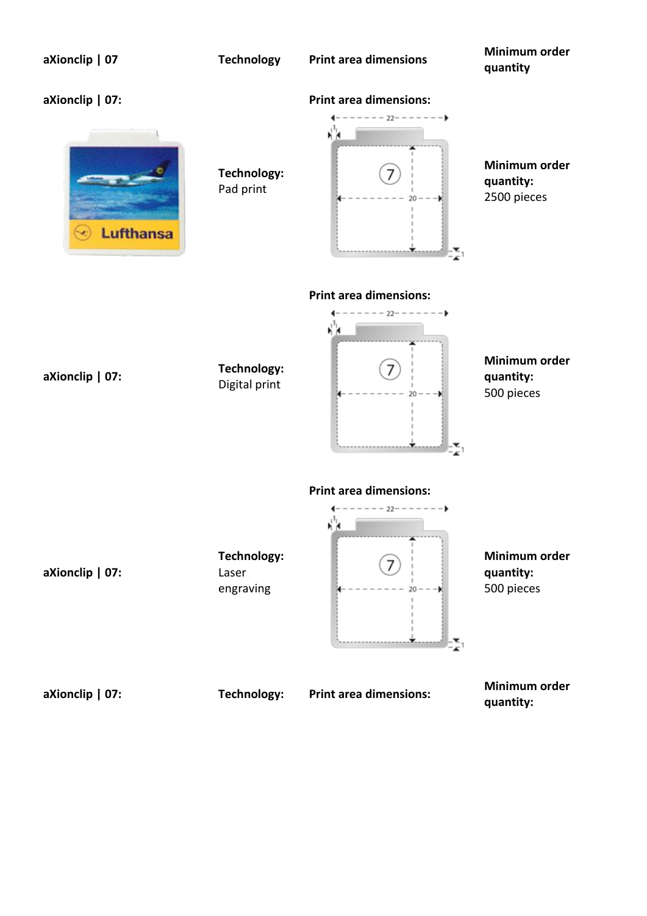| aXionclip \| 07 | Technology | Print area dimensions | Minimum order quantity |
| --- | --- | --- | --- |
| aXionclip \| 07: | **Technology:** Pad print | **Print area dimensions:** 22 × 20 | **Minimum order quantity:** 2500 pieces |
| aXionclip \| 07: | **Technology:** Digital print | **Print area dimensions:** 22 × 20 | **Minimum order quantity:** 500 pieces |
| aXionclip \| 07: | **Technology:** Laser engraving | **Print area dimensions:** 22 × 20 | **Minimum order quantity:** 500 pieces |
| aXionclip \| 07: | **Technology:** | **Print area dimensions:** | **Minimum order quantity:** |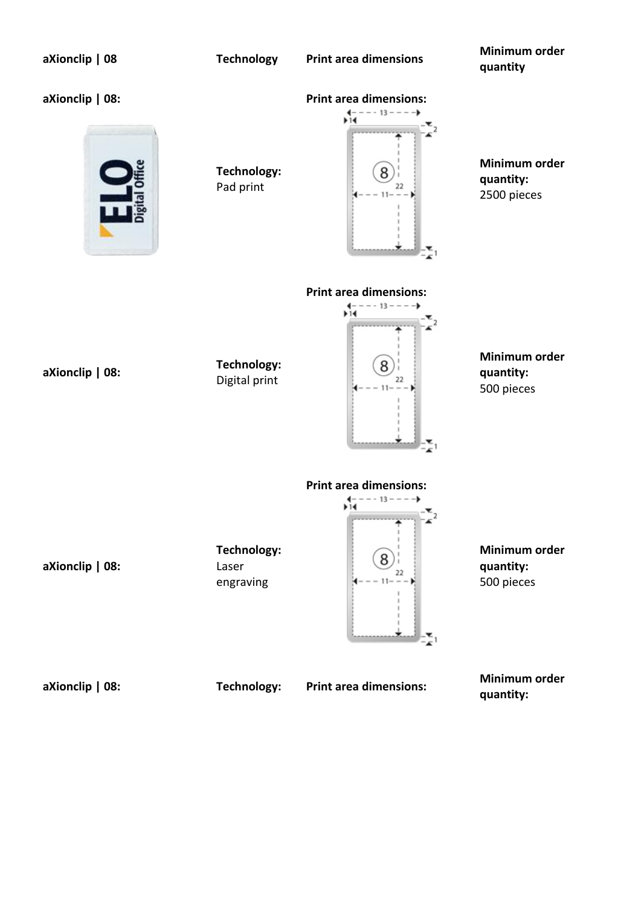| aXionclip \| 08 | Technology | Print area dimensions | Minimum order quantity |
| --- | --- | --- | --- |
| aXionclip \| 08: | **Technology:** Pad print | **Print area dimensions:** | **Minimum order quantity:** 2500 pieces |
| aXionclip \| 08: | **Technology:** Digital print | **Print area dimensions:** | **Minimum order quantity:** 500 pieces |
| aXionclip \| 08: | **Technology:** Laser engraving | **Print area dimensions:** | **Minimum order quantity:** 500 pieces |
| aXionclip \| 08: | **Technology:** | **Print area dimensions:** | **Minimum order quantity:** |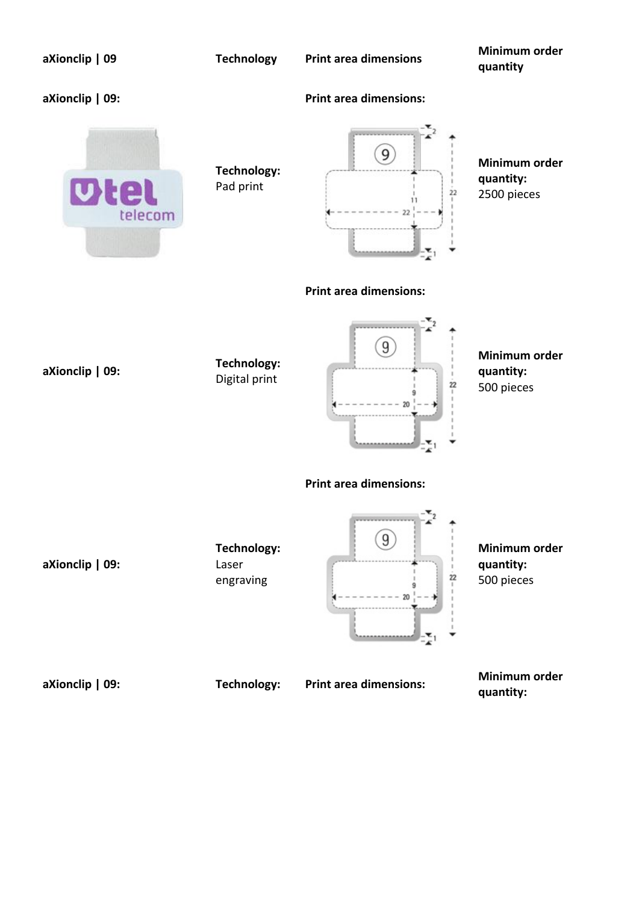| aXionclip \| 09 | Technology | Print area dimensions | Minimum order quantity |
|---|---|---|---|
| **aXionclip \| 09:** | **Technology:** Pad print | **Print area dimensions:** 22 x 11 | **Minimum order quantity:** 2500 pieces |
| **aXionclip \| 09:** | **Technology:** Digital print | **Print area dimensions:** 20 x 9 | **Minimum order quantity:** 500 pieces |
| **aXionclip \| 09:** | **Technology:** Laser engraving | **Print area dimensions:** 20 x 9 | **Minimum order quantity:** 500 pieces |
| **aXionclip \| 09:** | **Technology:** | **Print area dimensions:** | **Minimum order quantity:** |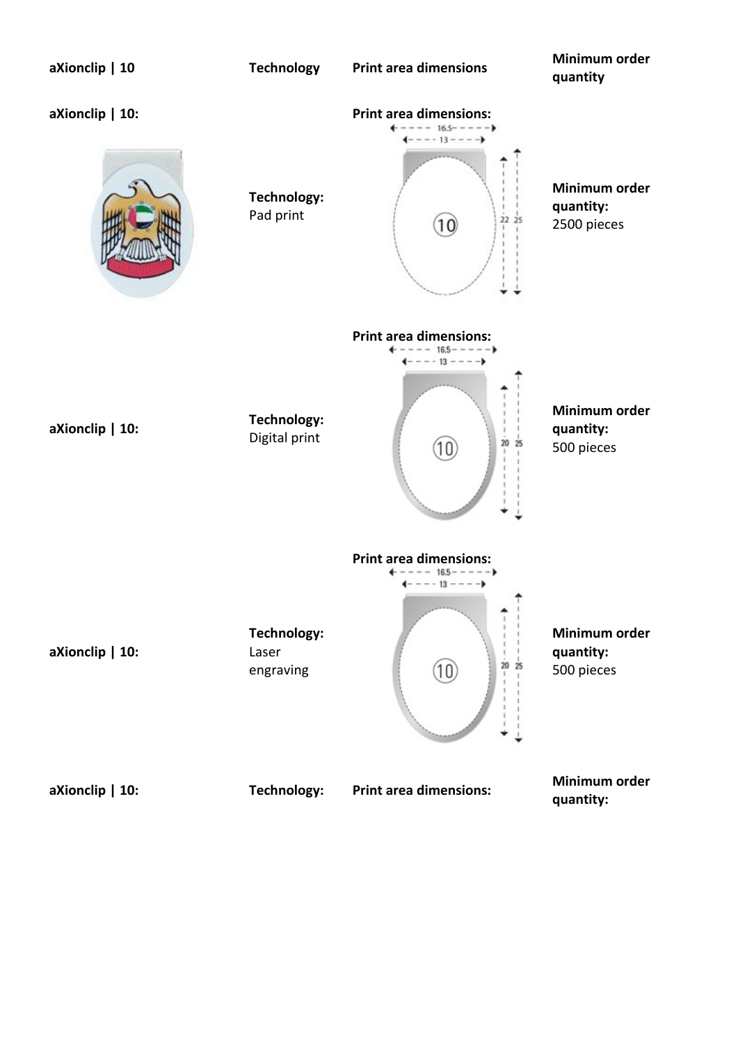| aXionclip \| 10 | Technology | Print area dimensions | Minimum order quantity |
| --- | --- | --- | --- |
| aXionclip \| 10: | Technology: Pad print | Print area dimensions: 16.5 / 13 / 22 / 25 / 10 | Minimum order quantity: 2500 pieces |
| aXionclip \| 10: | Technology: Digital print | Print area dimensions: 16.5 / 13 / 20 / 25 / 10 | Minimum order quantity: 500 pieces |
| aXionclip \| 10: | Technology: Laser engraving | Print area dimensions: 16.5 / 13 / 20 / 25 / 10 | Minimum order quantity: 500 pieces |
| aXionclip \| 10: | Technology: | Print area dimensions: | Minimum order quantity: |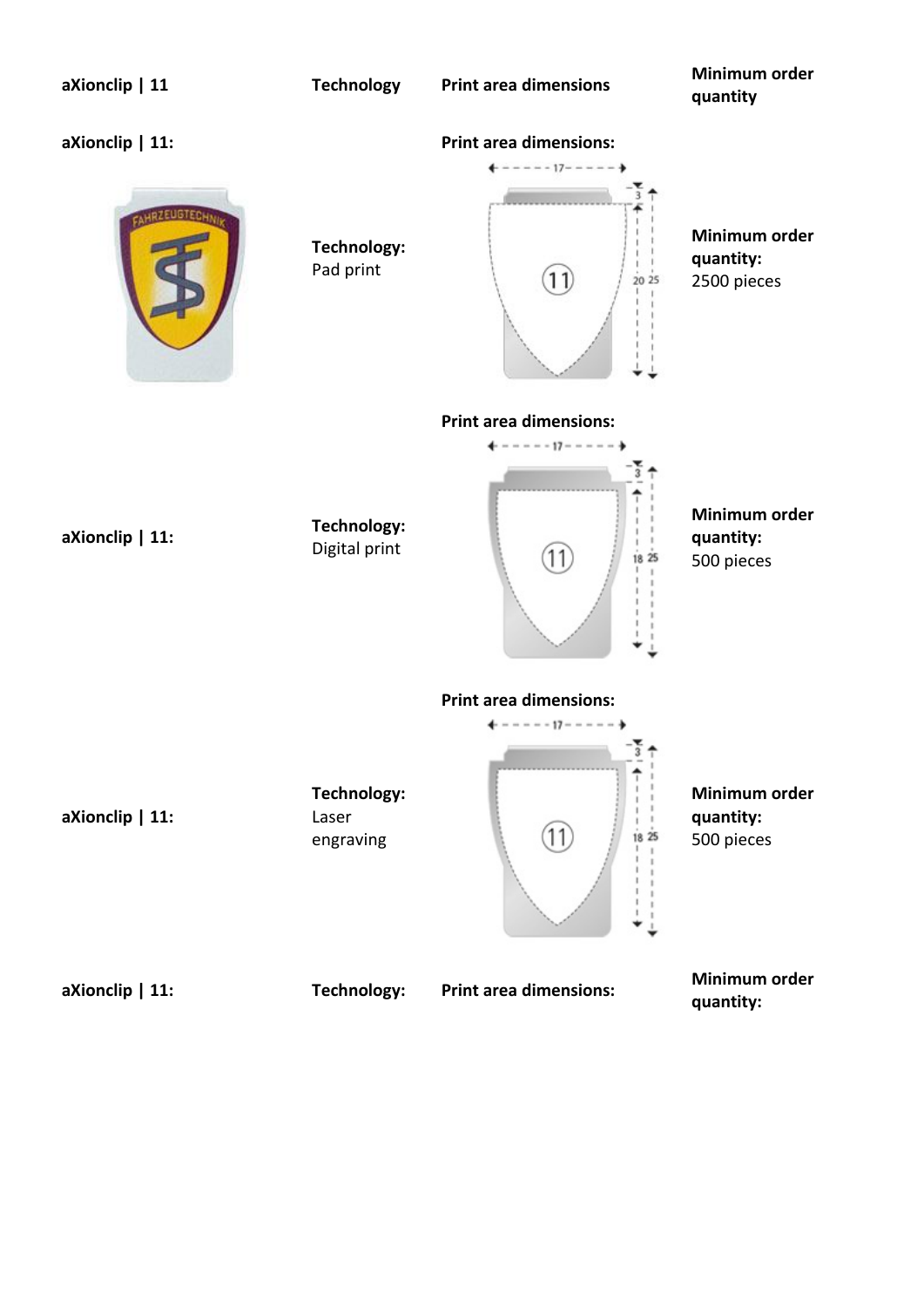| aXionclip \| 11 | Technology | Print area dimensions | Minimum order quantity |
|---|---|---|---|
| aXionclip \| 11: | **Technology:** Pad print | **Print area dimensions:** 17 / 3 / 20 / 25 | **Minimum order quantity:** 2500 pieces |
| aXionclip \| 11: | **Technology:** Digital print | **Print area dimensions:** 17 / 3 / 18 / 25 | **Minimum order quantity:** 500 pieces |
| aXionclip \| 11: | **Technology:** Laser engraving | **Print area dimensions:** 17 / 3 / 18 / 25 | **Minimum order quantity:** 500 pieces |
| aXionclip \| 11: | **Technology:** | **Print area dimensions:** | **Minimum order quantity:** |